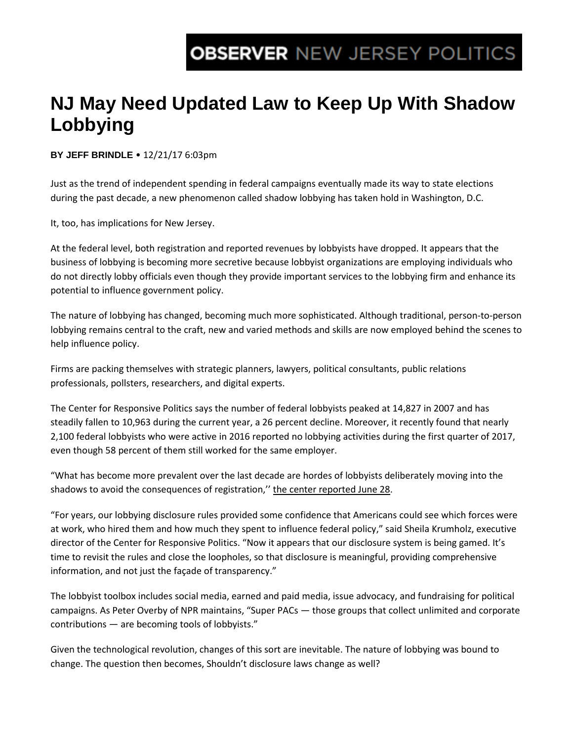OBSERVER NEW JERSEY POLITICS

# NJ May Need Updated Law to Keep Up With Shadow Lobbying

**BY JEFF BRINDLE** • 12/21/17 6:03pm

Just as the trend of independent spending in federal campaigns eventually made its way to state elections during the past decade, a new phenomenon called shadow lobbying has taken hold in Washington, D.C.

It, too, has implications for New Jersey.

At the federal level, both registration and reported revenues by lobbyists have dropped. It appears that the business of lobbying is becoming more secretive because lobbyist organizations are employing individuals who do not directly lobby officials even though they provide important services to the lobbying firm and enhance its potential to influence government policy.

The nature of lobbying has changed, becoming much more sophisticated. Although traditional, person-to-person lobbying remains central to the craft, new and varied methods and skills are now employed behind the scenes to help influence policy.

Firms are packing themselves with strategic planners, lawyers, political consultants, public relations professionals, pollsters, researchers, and digital experts.

The Center for Responsive Politics says the number of federal lobbyists peaked at 14,827 in 2007 and has steadily fallen to 10,963 during the current year, a 26 percent decline. Moreover, it recently found that nearly 2,100 federal lobbyists who were active in 2016 reported no lobbying activities during the first quarter of 2017, even though 58 percent of them still worked for the same employer.

"What has become more prevalent over the last decade are hordes of lobbyists deliberately moving into the shadows to avoid the consequences of registration,'' the center reported June 28.

"For years, our lobbying disclosure rules provided some confidence that Americans could see which forces were at work, who hired them and how much they spent to influence federal policy," said Sheila Krumholz, executive director of the Center for Responsive Politics. "Now it appears that our disclosure system is being gamed. It's time to revisit the rules and close the loopholes, so that disclosure is meaningful, providing comprehensive information, and not just the façade of transparency."

The lobbyist toolbox includes social media, earned and paid media, issue advocacy, and fundraising for political campaigns. As Peter Overby of NPR maintains, "Super PACs — those groups that collect unlimited and corporate contributions — are becoming tools of lobbyists."

Given the technological revolution, changes of this sort are inevitable. The nature of lobbying was bound to change. The question then becomes, Shouldn't disclosure laws change as well?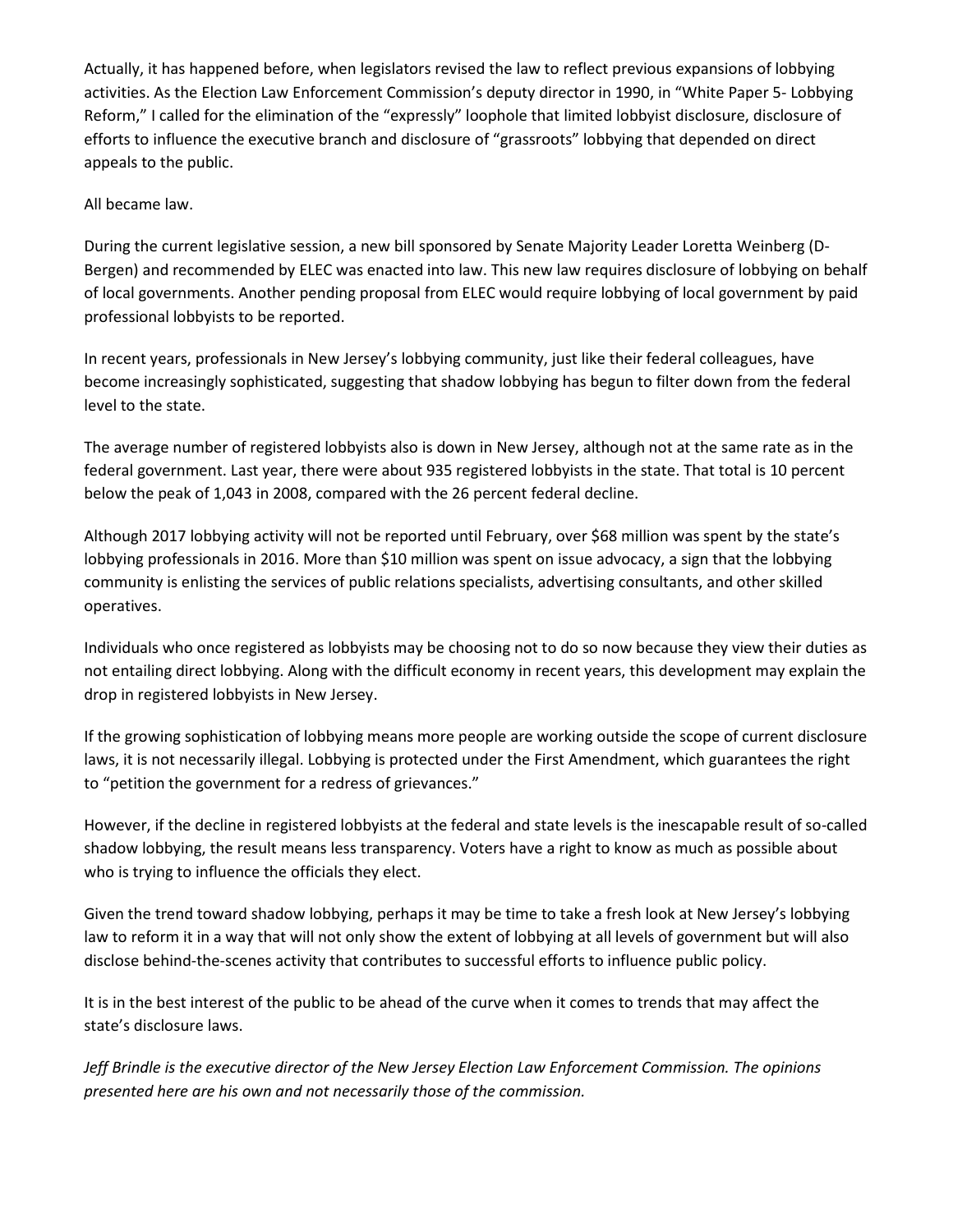Actually, it has happened before, when legislators revised the law to reflect previous expansions of lobbying activities. As the Election Law Enforcement Commission's deputy director in 1990, in "White Paper 5- Lobbying Reform," I called for the elimination of the "expressly" loophole that limited lobbyist disclosure, disclosure of efforts to influence the executive branch and disclosure of "grassroots" lobbying that depended on direct appeals to the public.

All became law.

During the current legislative session, a new bill sponsored by Senate Majority Leader Loretta Weinberg (D-Bergen) and recommended by ELEC was enacted into law. This new law requires disclosure of lobbying on behalf of local governments. Another pending proposal from ELEC would require lobbying of local government by paid professional lobbyists to be reported.

In recent years, professionals in New Jersey's lobbying community, just like their federal colleagues, have become increasingly sophisticated, suggesting that shadow lobbying has begun to filter down from the federal level to the state.

The average number of registered lobbyists also is down in New Jersey, although not at the same rate as in the federal government. Last year, there were about 935 registered lobbyists in the state. That total is 10 percent below the peak of 1,043 in 2008, compared with the 26 percent federal decline.

Although 2017 lobbying activity will not be reported until February, over $68 million was spent by the state's lobbying professionals in 2016. More than $10 million was spent on issue advocacy, a sign that the lobbying community is enlisting the services of public relations specialists, advertising consultants, and other skilled operatives.

Individuals who once registered as lobbyists may be choosing not to do so now because they view their duties as not entailing direct lobbying. Along with the difficult economy in recent years, this development may explain the drop in registered lobbyists in New Jersey.

If the growing sophistication of lobbying means more people are working outside the scope of current disclosure laws, it is not necessarily illegal. Lobbying is protected under the First Amendment, which guarantees the right to "petition the government for a redress of grievances."

However, if the decline in registered lobbyists at the federal and state levels is the inescapable result of so-called shadow lobbying, the result means less transparency. Voters have a right to know as much as possible about who is trying to influence the officials they elect.

Given the trend toward shadow lobbying, perhaps it may be time to take a fresh look at New Jersey's lobbying law to reform it in a way that will not only show the extent of lobbying at all levels of government but will also disclose behind-the-scenes activity that contributes to successful efforts to influence public policy.

It is in the best interest of the public to be ahead of the curve when it comes to trends that may affect the state's disclosure laws.

*Jeff Brindle is the executive director of the New Jersey Election Law Enforcement Commission. The opinions presented here are his own and not necessarily those of the commission.*